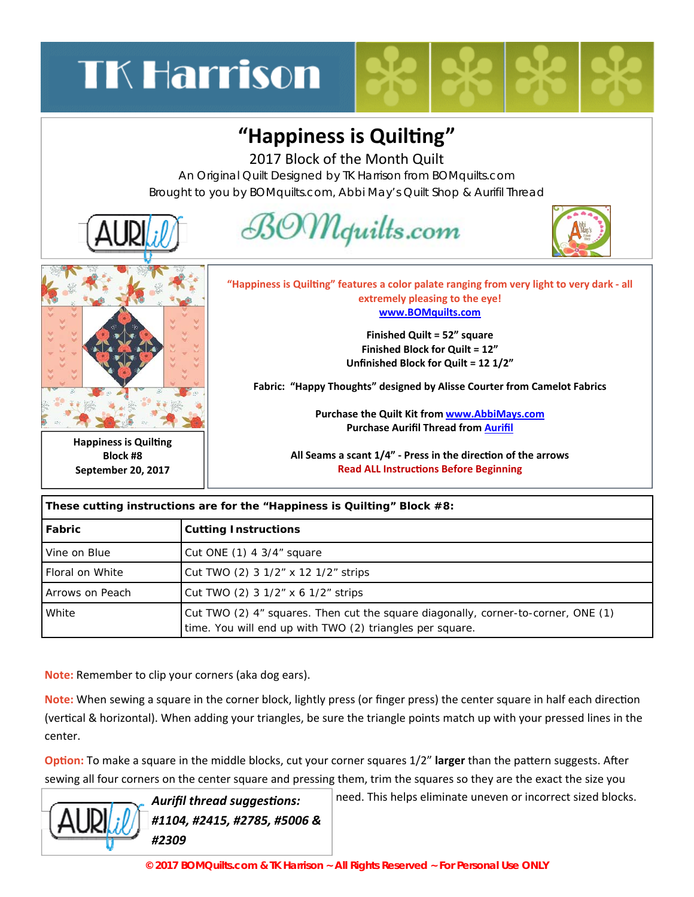# “Happiness is Quilting”

2017 Block of the Month Quilt

An Original Quilt Designed by TK Harrison from BOMquilts.com

Brought to you by BOMquilts.com, Abbi May’s Quilt Shop & Aurifil Thread

**Happiness is Quilting**
**Block #8**
**September 20, 2017**

**“Happiness is Quilting” features a color palate ranging from very light to very dark - all extremely pleasing to the eye!**

**www.BOMquilts.com**

**Finished Quilt = 52” square**
**Finished Block for Quilt = 12”**
**Unfinished Block for Quilt = 12 1/2”**

**Fabric: “Happy Thoughts” designed by Alisse Courter from Camelot Fabrics**

**Purchase the Quilt Kit from www.AbbiMays.com**
**Purchase Aurifil Thread from Aurifil**

**All Seams a scant 1/4” - Press in the direction of the arrows**
**Read ALL Instructions Before Beginning**

**These cutting instructions are for the “Happiness is Quilting” Block #8:**

| **Fabric** | **Cutting Instructions** |
|---|---|
| Vine on Blue | Cut ONE (1) 4 3/4” square |
| Floral on White | Cut TWO (2) 3 1/2” x 12 1/2” strips |
| Arrows on Peach | Cut TWO (2) 3 1/2” x 6 1/2” strips |
| White | Cut TWO (2) 4” squares. Then cut the square diagonally, corner-to-corner, ONE (1) time. You will end up with TWO (2) triangles per square. |

**Note:** Remember to clip your corners (aka dog ears).

**Note:** When sewing a square in the corner block, lightly press (or finger press) the center square in half each direction (vertical & horizontal). When adding your triangles, be sure the triangle points match up with your pressed lines in the center.

**Option:** To make a square in the middle blocks, cut your corner squares 1/2” **larger** than the pattern suggests. After sewing all four corners on the center square and pressing them, trim the squares so they are the exact size you need. This helps eliminate uneven or incorrect sized blocks.

***Aurifil thread suggestions: #1104, #2415, #2785, #5006 & #2309***

© 2017 BOMQuilts.com & TK Harrison ~ All Rights Reserved ~ For Personal Use ONLY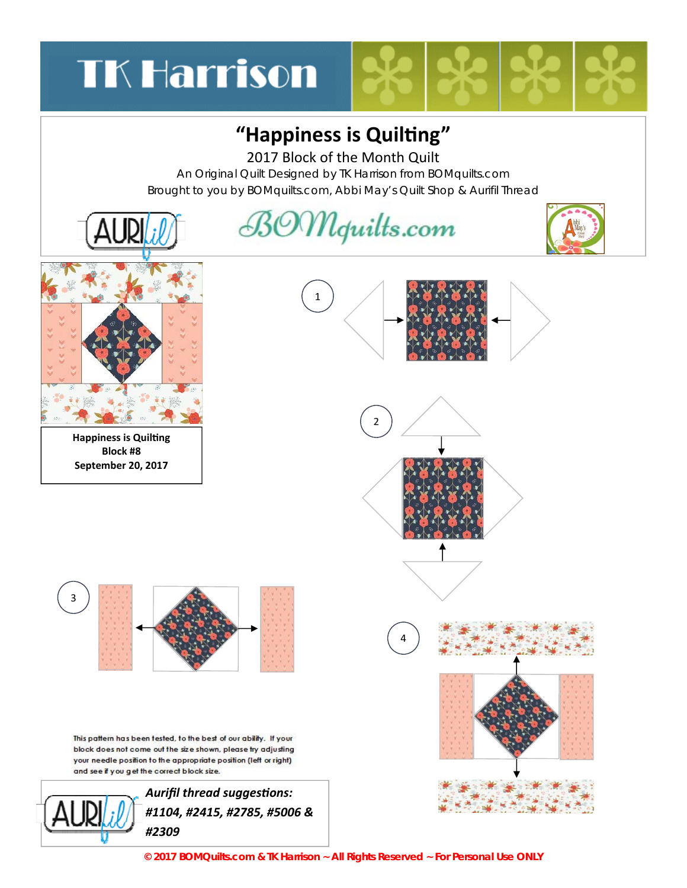TK Harrison

# "Happiness is Quilting"

2017 Block of the Month Quilt

An Original Quilt Designed by TK Harrison from BOMquilts.com

Brought to you by BOMquilts.com, Abbi May's Quilt Shop & Aurifil Thread

**Happiness is Quilting**
**Block #8**
**September 20, 2017**

1

2

3

4

This pattern has been tested, to the best of our ability. If your block does not come out the size shown, please try adjusting your needle position to the appropriate position (left or right) and see if you get the correct block size.

***Aurifil thread suggestions: #1104, #2415, #2785, #5006 & #2309***

**© 2017 BOMQuilts.com & TK Harrison ~ All Rights Reserved ~ For Personal Use ONLY**